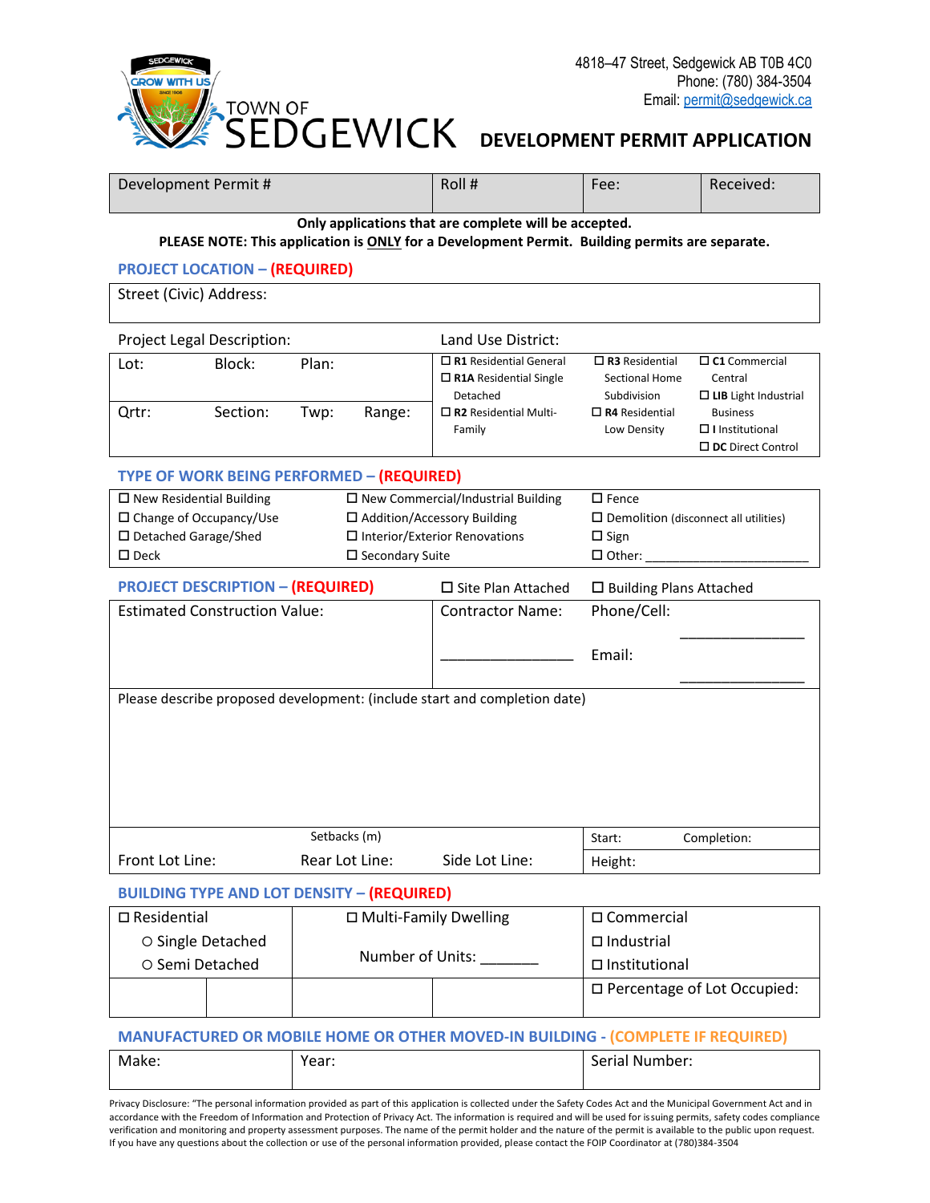4818–47 Street, Sedgewick AB T0B 4C0
Phone: (780) 384-3504
Email: permit@sedgewick.ca

TOWN OF SEDGEWICK

# DEVELOPMENT PERMIT APPLICATION

| Development Permit # | Roll # | Fee: | Received: |
|---|---|---|---|
| | | | |

**Only applications that are complete will be accepted.**
**PLEASE NOTE: This application is ONLY for a Development Permit. Building permits are separate.**

## PROJECT LOCATION – (REQUIRED)

| Street (Civic) Address: |
|---|
| |

| Project Legal Description: | | | | Land Use District: | | |
|---|---|---|---|---|---|---|
| Lot: | Block: | Plan: | | ☐ **R1** Residential General<br>☐ **R1A** Residential Single Detached | ☐ **R3** Residential Sectional Home Subdivision | ☐ **C1** Commercial Central<br>☐ **LIB** Light Industrial Business |
| Qrtr: | Section: | Twp: | Range: | ☐ **R2** Residential Multi-Family | ☐ **R4** Residential Low Density | ☐ **I** Institutional<br>☐ **DC** Direct Control |

## TYPE OF WORK BEING PERFORMED – (REQUIRED)

| | | |
|---|---|---|
| ☐ New Residential Building | ☐ New Commercial/Industrial Building | ☐ Fence |
| ☐ Change of Occupancy/Use | ☐ Addition/Accessory Building | ☐ Demolition (disconnect all utilities) |
| ☐ Detached Garage/Shed | ☐ Interior/Exterior Renovations | ☐ Sign |
| ☐ Deck | ☐ Secondary Suite | ☐ Other: ______________________ |

## PROJECT DESCRIPTION – (REQUIRED)

☐ Site Plan Attached ☐ Building Plans Attached

| Estimated Construction Value: | Contractor Name: | Phone/Cell: |
|---|---|---|
| | ________________ | ________________ |
| | | Email: ________________ |

Please describe proposed development: (include start and completion date)

| Setbacks (m) | | | | |
|---|---|---|---|---|
| Front Lot Line: | Rear Lot Line: | Side Lot Line: | Start: | Completion: |
| | | | Height: | |

## BUILDING TYPE AND LOT DENSITY – (REQUIRED)

| ☐ Residential | ☐ Multi-Family Dwelling | ☐ Commercial |
|---|---|---|
| ○ Single Detached | | ☐ Industrial |
| ○ Semi Detached | Number of Units: _______ | ☐ Institutional |
| | | ☐ Percentage of Lot Occupied: |

## MANUFACTURED OR MOBILE HOME OR OTHER MOVED-IN BUILDING - (COMPLETE IF REQUIRED)

| Make: | Year: | Serial Number: |
|---|---|---|
| | | |

Privacy Disclosure: "The personal information provided as part of this application is collected under the Safety Codes Act and the Municipal Government Act and in accordance with the Freedom of Information and Protection of Privacy Act. The information is required and will be used for issuing permits, safety codes compliance verification and monitoring and property assessment purposes. The name of the permit holder and the nature of the permit is available to the public upon request. If you have any questions about the collection or use of the personal information provided, please contact the FOIP Coordinator at (780)384-3504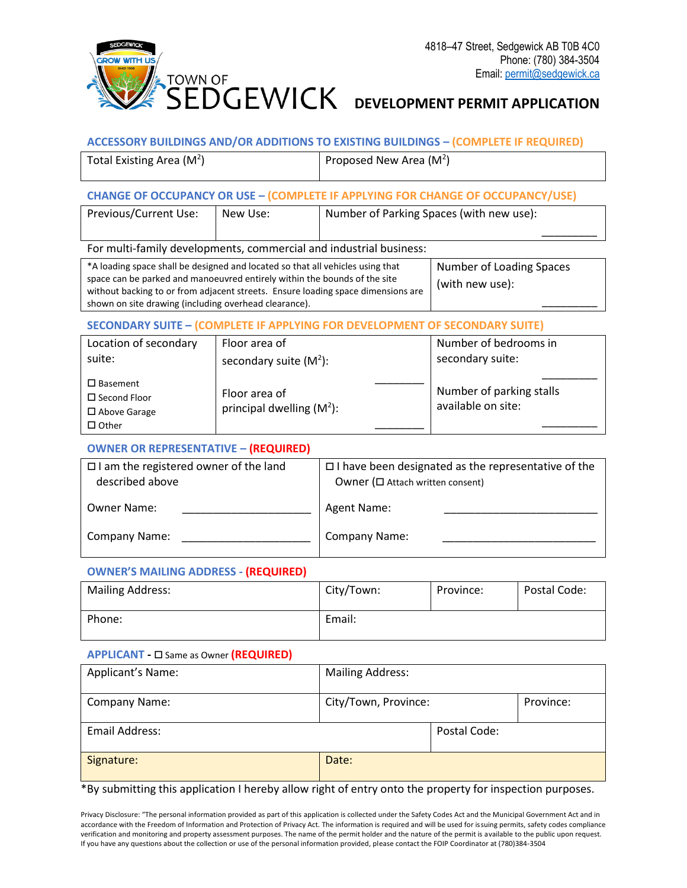4818–47 Street, Sedgewick AB T0B 4C0
Phone: (780) 384-3504
Email: permit@sedgewick.ca

TOWN OF SEDGEWICK

# DEVELOPMENT PERMIT APPLICATION

## ACCESSORY BUILDINGS AND/OR ADDITIONS TO EXISTING BUILDINGS – (COMPLETE IF REQUIRED)

| Total Existing Area ($M^2$) | Proposed New Area ($M^2$) |
|---|---|
| | |

## CHANGE OF OCCUPANCY OR USE – (COMPLETE IF APPLYING FOR CHANGE OF OCCUPANCY/USE)

| Previous/Current Use: | New Use: | Number of Parking Spaces (with new use): ________ |
|---|---|---|
| | | |

For multi-family developments, commercial and industrial business:

| *A loading space shall be designed and located so that all vehicles using that space can be parked and manoeuvred entirely within the bounds of the site without backing to or from adjacent streets. Ensure loading space dimensions are shown on site drawing (including overhead clearance). | Number of Loading Spaces (with new use): ________ |
|---|---|

## SECONDARY SUITE – (COMPLETE IF APPLYING FOR DEVELOPMENT OF SECONDARY SUITE)

| Location of secondary suite: | Floor area of secondary suite ($M^2$): ________ | Number of bedrooms in secondary suite: ________ |
|---|---|---|
| ☐ Basement<br>☐ Second Floor<br>☐ Above Garage<br>☐ Other | Floor area of principal dwelling ($M^2$): ________ | Number of parking stalls available on site: ________ |

## OWNER OR REPRESENTATIVE – (REQUIRED)

| ☐ I am the registered owner of the land described above | ☐ I have been designated as the representative of the Owner (☐ Attach written consent) |
|---|---|
| Owner Name: ____________________ | Agent Name: ________________________ |
| Company Name: ____________________ | Company Name: ________________________ |

## OWNER'S MAILING ADDRESS - (REQUIRED)

| Mailing Address: | City/Town: | Province: | Postal Code: |
|---|---|---|---|
| Phone: | Email: | | |

## APPLICANT - ☐ Same as Owner (REQUIRED)

| Applicant's Name: | Mailing Address: | |
|---|---|---|
| Company Name: | City/Town, Province: | Province: |
| Email Address: | Postal Code: | |
| Signature: | Date: | |

*By submitting this application I hereby allow right of entry onto the property for inspection purposes.

Privacy Disclosure: "The personal information provided as part of this application is collected under the Safety Codes Act and the Municipal Government Act and in accordance with the Freedom of Information and Protection of Privacy Act. The information is required and will be used for issuing permits, safety codes compliance verification and monitoring and property assessment purposes. The name of the permit holder and the nature of the permit is available to the public upon request. If you have any questions about the collection or use of the personal information provided, please contact the FOIP Coordinator at (780)384-3504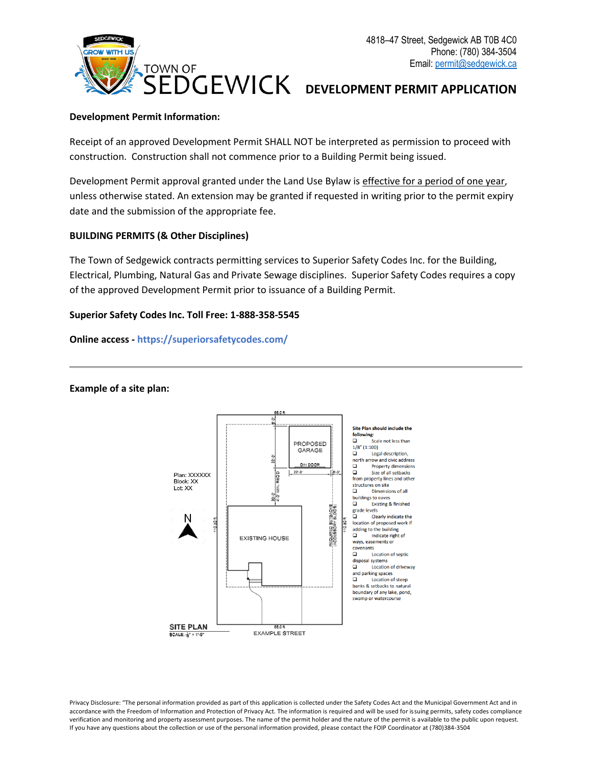4818–47 Street, Sedgewick AB T0B 4C0
Phone: (780) 384-3504
Email: permit@sedgewick.ca

TOWN OF SEDGEWICK

# DEVELOPMENT PERMIT APPLICATION

**Development Permit Information:**

Receipt of an approved Development Permit SHALL NOT be interpreted as permission to proceed with construction. Construction shall not commence prior to a Building Permit being issued.

Development Permit approval granted under the Land Use Bylaw is effective for a period of one year, unless otherwise stated. An extension may be granted if requested in writing prior to the permit expiry date and the submission of the appropriate fee.

**BUILDING PERMITS (& Other Disciplines)**

The Town of Sedgewick contracts permitting services to Superior Safety Codes Inc. for the Building, Electrical, Plumbing, Natural Gas and Private Sewage disciplines. Superior Safety Codes requires a copy of the approved Development Permit prior to issuance of a Building Permit.

**Superior Safety Codes Inc. Toll Free: 1-888-358-5545**

**Online access -** https://superiorsafetycodes.com/

---

**Example of a site plan:**

66.0 ft

PROPOSED GARAGE

O/H DOOR

22'-0"

6'-0"

4'-0" MIN. REQ'D

20'-0"

Plan: XXXXXX
Block: XX
Lot: XX

N

110.00 ft

EXISTING HOUSE

REQUIRED SETBACKS (ACCESSORY BLDG'S)

110.00 ft

SITE PLAN
SCALE: 1/8" = 1'-0"

66.0 ft
EXAMPLE STREET

**Site Plan should include the following:**

- Scale not less than 1/8" (1:100)
- Legal description, north arrow and civic address
- Property dimensions
- Size of all setbacks from property lines and other structures on site
- Dimensions of all buildings to eaves
- Existing & finished grade levels
- Clearly indicate the location of proposed work if adding to the building
- Indicate right of ways, easements or covenants
- Location of septic disposal systems
- Location of driveway and parking spaces
- Location of steep banks & setbacks to natural boundary of any lake, pond, swamp or watercourse

Privacy Disclosure: "The personal information provided as part of this application is collected under the Safety Codes Act and the Municipal Government Act and in accordance with the Freedom of Information and Protection of Privacy Act. The information is required and will be used for issuing permits, safety codes compliance verification and monitoring and property assessment purposes. The name of the permit holder and the nature of the permit is available to the public upon request. If you have any questions about the collection or use of the personal information provided, please contact the FOIP Coordinator at (780)384-3504